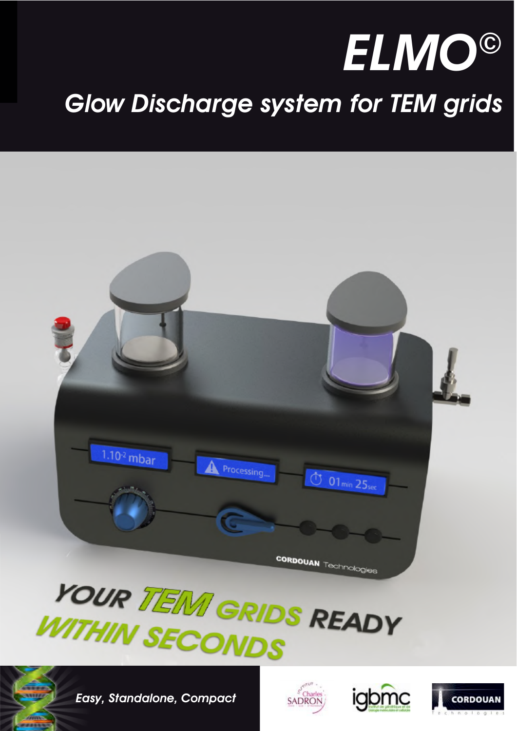# ELMO©

## *Glow Discharge system for TEM grids*

**YOUR TEM GRIDS READY WITHIN SECONDS**

***Easy, Standalone, Compact***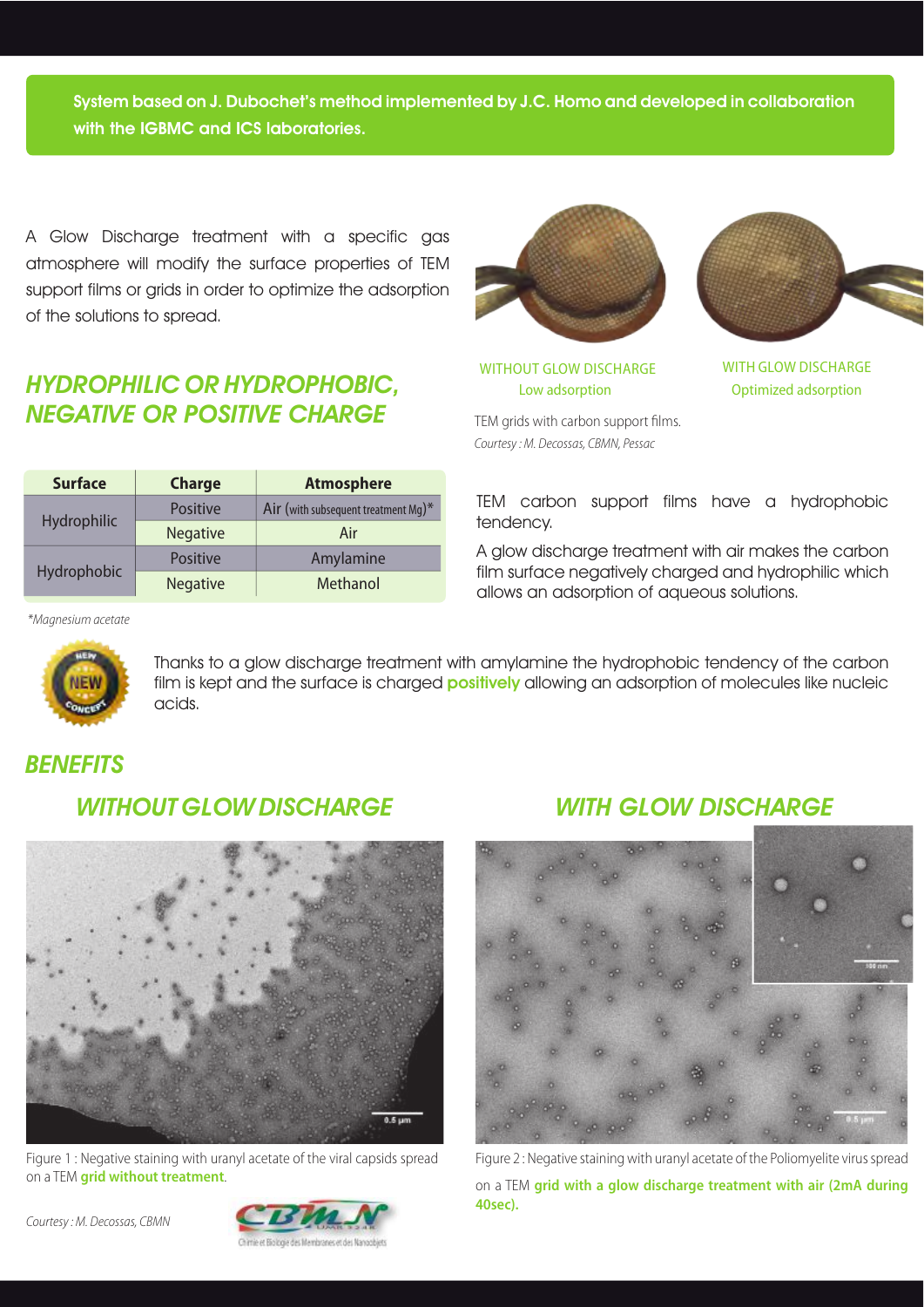**System based on J. Dubochet's method implemented by J.C. Homo and developed in collaboration with the IGBMC and ICS laboratories.**

A Glow Discharge treatment with a specific gas atmosphere will modify the surface properties of TEM support films or grids in order to optimize the adsorption of the solutions to spread.

WITHOUT GLOW DISCHARGE
Low adsorption

WITH GLOW DISCHARGE
Optimized adsorption

TEM grids with carbon support films.
*Courtesy : M. Decossas, CBMN, Pessac*

## *HYDROPHILIC OR HYDROPHOBIC, NEGATIVE OR POSITIVE CHARGE*

| Surface | Charge | Atmosphere |
|---|---|---|
| Hydrophilic | Positive | Air (with subsequent treatment Mg)* |
| | Negative | Air |
| Hydrophobic | Positive | Amylamine |
| | Negative | Methanol |

*\*Magnesium acetate*

TEM carbon support films have a hydrophobic tendency.

A glow discharge treatment with air makes the carbon film surface negatively charged and hydrophilic which allows an adsorption of aqueous solutions.

NEW

Thanks to a glow discharge treatment with amylamine the hydrophobic tendency of the carbon film is kept and the surface is charged **positively** allowing an adsorption of molecules like nucleic acids.

## *BENEFITS*

### *WITHOUT GLOW DISCHARGE*

Figure 1 : Negative staining with uranyl acetate of the viral capsids spread on a TEM **grid without treatment**.

*Courtesy : M. Decossas, CBMN*

### *WITH GLOW DISCHARGE*

Figure 2 : Negative staining with uranyl acetate of the Poliomyelite virus spread on a TEM **grid with a glow discharge treatment with air (2mA during 40sec).**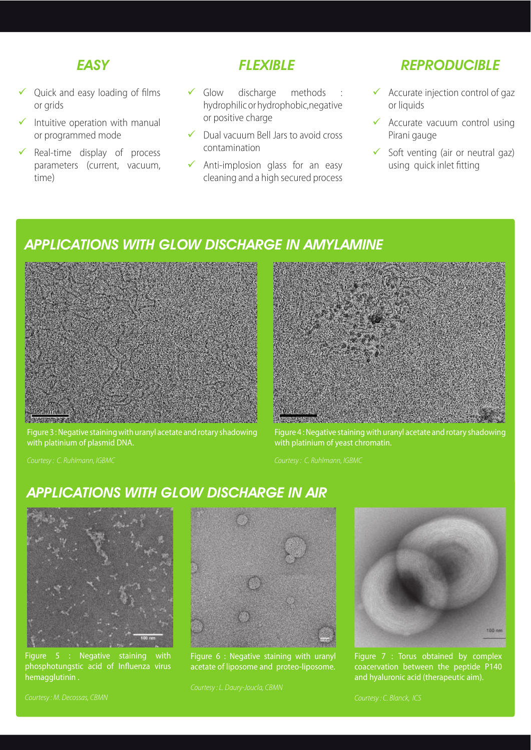## EASY

- Quick and easy loading of films or grids
- Intuitive operation with manual or programmed mode
- Real-time display of process parameters (current, vacuum, time)

## FLEXIBLE

- Glow discharge methods : hydrophilic or hydrophobic,negative or positive charge
- Dual vacuum Bell Jars to avoid cross contamination
- Anti-implosion glass for an easy cleaning and a high secured process

## REPRODUCIBLE

- Accurate injection control of gaz or liquids
- Accurate vacuum control using Pirani gauge
- Soft venting (air or neutral gaz) using quick inlet fitting

## *APPLICATIONS WITH GLOW DISCHARGE IN AMYLAMINE*

Figure 3 : Negative staining with uranyl acetate and rotary shadowing with platinium of plasmid DNA.

*Courtesy : C. Ruhlmann, IGBMC*

Figure 4 : Negative staining with uranyl acetate and rotary shadowing with platinium of yeast chromatin.

*Courtesy : C. Ruhlmann, IGBMC*

## *APPLICATIONS WITH GLOW DISCHARGE IN AIR*

Figure 5 : Negative staining with phosphotungstic acid of Influenza virus hemagglutinin .

*Courtesy : M. Decossas, CBMN*

Figure 6 : Negative staining with uranyl acetate of liposome and proteo-liposome.

*Courtesy : L. Daury-Joucla, CBMN*

Figure 7 : Torus obtained by complex coacervation between the peptide P140 and hyaluronic acid (therapeutic aim).

*Courtesy : C. Blanck, ICS*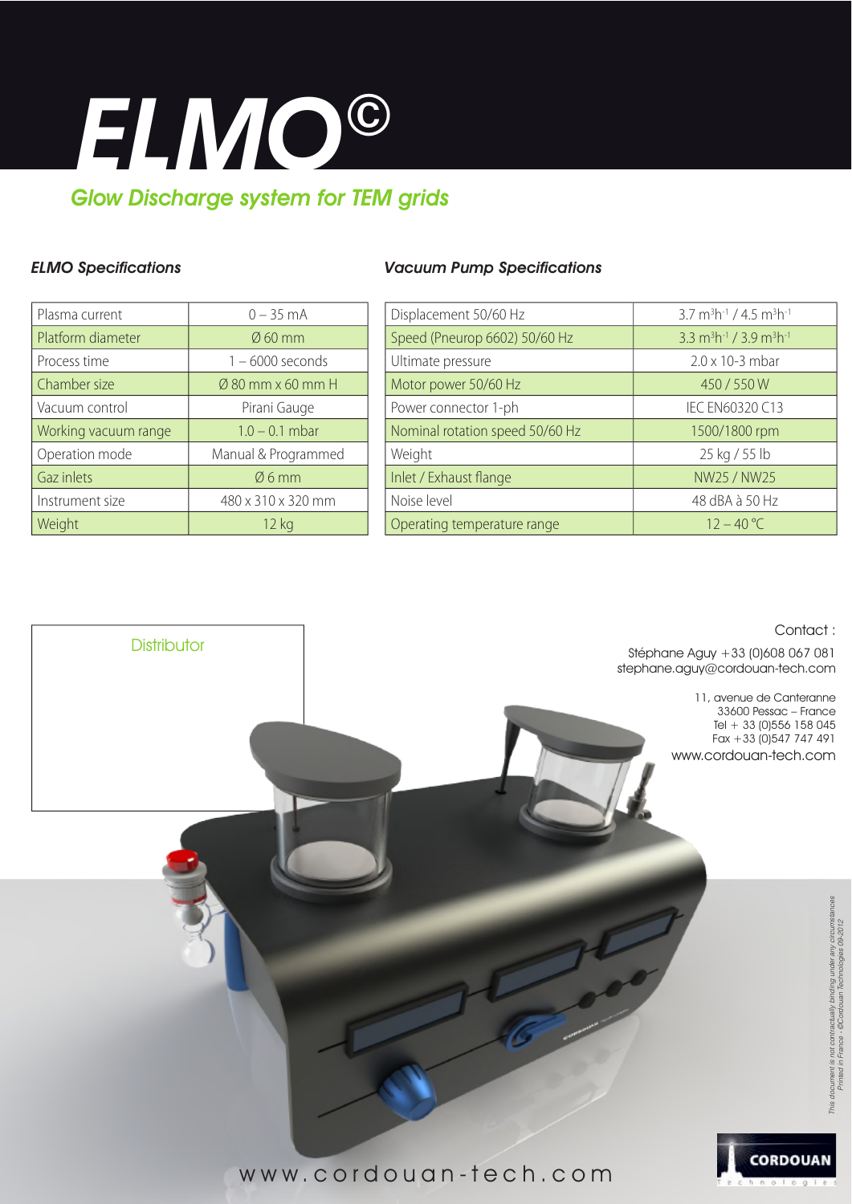# ELMO©

## *Glow Discharge system for TEM grids*

### *ELMO Specifications*

| | |
|---|---|
| Plasma current | 0 – 35 mA |
| Platform diameter | Ø 60 mm |
| Process time | 1 – 6000 seconds |
| Chamber size | Ø 80 mm x 60 mm H |
| Vacuum control | Pirani Gauge |
| Working vacuum range | 1.0 – 0.1 mbar |
| Operation mode | Manual & Programmed |
| Gaz inlets | Ø 6 mm |
| Instrument size | 480 x 310 x 320 mm |
| Weight | 12 kg |

### *Vacuum Pump Specifications*

| | |
|---|---|
| Displacement 50/60 Hz | 3.7 $m^3h^{-1}$ / 4.5 $m^3h^{-1}$ |
| Speed (Pneurop 6602) 50/60 Hz | 3.3 $m^3h^{-1}$ / 3.9 $m^3h^{-1}$ |
| Ultimate pressure | 2.0 x 10-3 mbar |
| Motor power 50/60 Hz | 450 / 550 W |
| Power connector 1-ph | IEC EN60320 C13 |
| Nominal rotation speed 50/60 Hz | 1500/1800 rpm |
| Weight | 25 kg / 55 lb |
| Inlet / Exhaust flange | NW25 / NW25 |
| Noise level | 48 dBA à 50 Hz |
| Operating temperature range | 12 – 40 °C |

Distributor

Contact :

Stéphane Aguy +33 (0)608 067 081
stephane.aguy@cordouan-tech.com

11, avenue de Canteranne
33600 Pessac – France
Tel + 33 (0)556 158 045
Fax +33 (0)547 747 491
www.cordouan-tech.com

*This document is not contractually binding under any circumstances*
*Printed in France - ©Cordouan Technologies 09-2012*

www.cordouan-tech.com

CORDOUAN Technologies